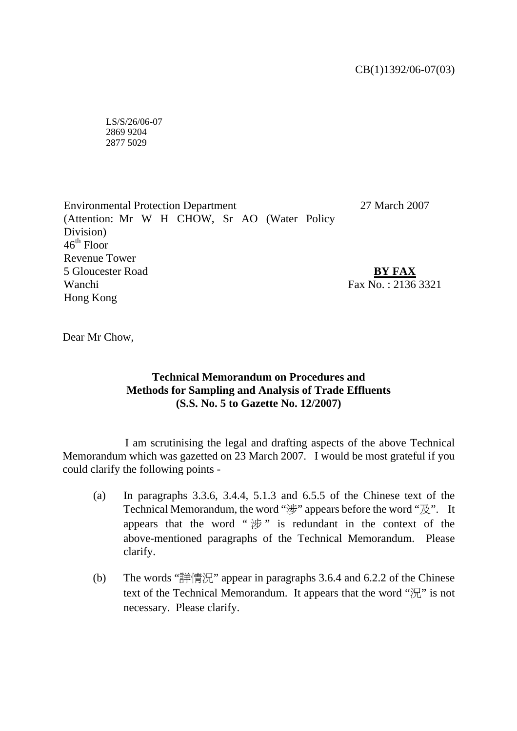CB(1)1392/06-07(03)

LS/S/26/06-07
2869 9204
2877 5029

Environmental Protection Department
(Attention: Mr W H CHOW, Sr AO (Water Policy Division)
46th Floor
Revenue Tower
5 Gloucester Road
Wanchi
Hong Kong

27 March 2007

**BY FAX**
Fax No. : 2136 3321

Dear Mr Chow,

**Technical Memorandum on Procedures and Methods for Sampling and Analysis of Trade Effluents (S.S. No. 5 to Gazette No. 12/2007)**

I am scrutinising the legal and drafting aspects of the above Technical Memorandum which was gazetted on 23 March 2007. I would be most grateful if you could clarify the following points -

(a) In paragraphs 3.3.6, 3.4.4, 5.1.3 and 6.5.5 of the Chinese text of the Technical Memorandum, the word "涉" appears before the word "及". It appears that the word "涉" is redundant in the context of the above-mentioned paragraphs of the Technical Memorandum. Please clarify.

(b) The words "詳情況" appear in paragraphs 3.6.4 and 6.2.2 of the Chinese text of the Technical Memorandum. It appears that the word "況" is not necessary. Please clarify.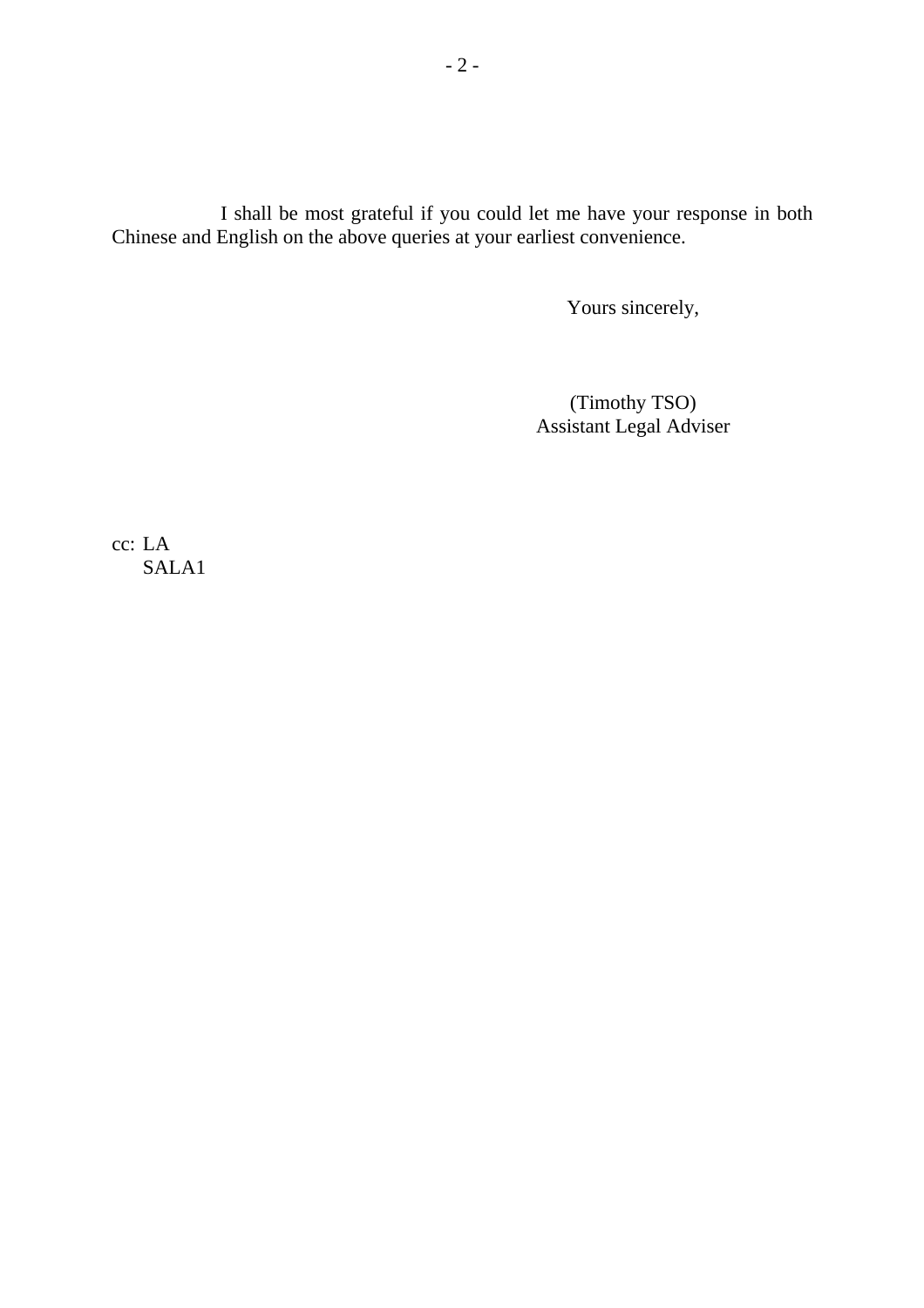I shall be most grateful if you could let me have your response in both Chinese and English on the above queries at your earliest convenience.

Yours sincerely,

(Timothy TSO)
Assistant Legal Adviser

cc: LA
SALA1